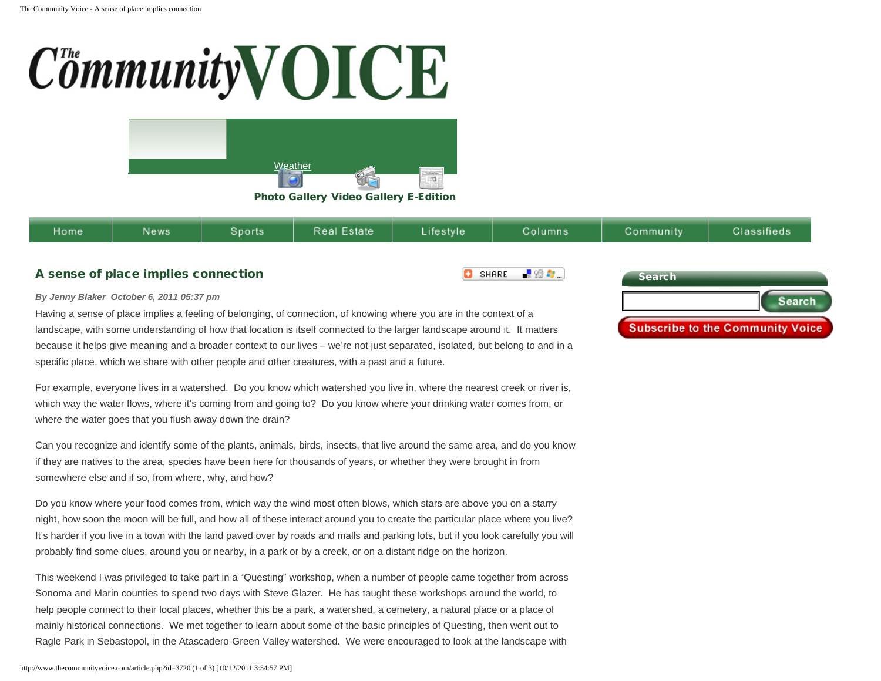# The Community VOICE

Weather

Photo Gallery Video Gallery E-Edition

Home | News | Sports | Real Estate | Lifestyle | Columns | Community | Classifieds

## A sense of place implies connection

*By Jenny Blaker October 6, 2011 05:37 pm*

Having a sense of place implies a feeling of belonging, of connection, of knowing where you are in the context of a landscape, with some understanding of how that location is itself connected to the larger landscape around it. It matters because it helps give meaning and a broader context to our lives – we're not just separated, isolated, but belong to and in a specific place, which we share with other people and other creatures, with a past and a future.

For example, everyone lives in a watershed. Do you know which watershed you live in, where the nearest creek or river is, which way the water flows, where it's coming from and going to? Do you know where your drinking water comes from, or where the water goes that you flush away down the drain?

Can you recognize and identify some of the plants, animals, birds, insects, that live around the same area, and do you know if they are natives to the area, species have been here for thousands of years, or whether they were brought in from somewhere else and if so, from where, why, and how?

Do you know where your food comes from, which way the wind most often blows, which stars are above you on a starry night, how soon the moon will be full, and how all of these interact around you to create the particular place where you live? It's harder if you live in a town with the land paved over by roads and malls and parking lots, but if you look carefully you will probably find some clues, around you or nearby, in a park or by a creek, or on a distant ridge on the horizon.

This weekend I was privileged to take part in a "Questing" workshop, when a number of people came together from across Sonoma and Marin counties to spend two days with Steve Glazer. He has taught these workshops around the world, to help people connect to their local places, whether this be a park, a watershed, a cemetery, a natural place or a place of mainly historical connections. We met together to learn about some of the basic principles of Questing, then went out to Ragle Park in Sebastopol, in the Atascadero-Green Valley watershed. We were encouraged to look at the landscape with

Search

Subscribe to the Community Voice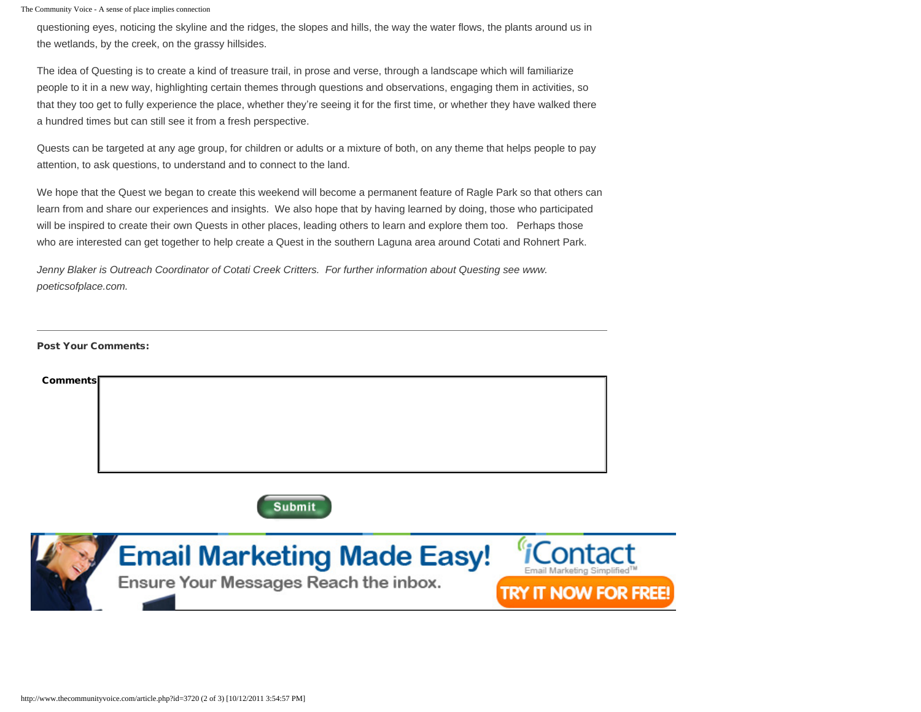questioning eyes, noticing the skyline and the ridges, the slopes and hills, the way the water flows, the plants around us in the wetlands, by the creek, on the grassy hillsides.

The idea of Questing is to create a kind of treasure trail, in prose and verse, through a landscape which will familiarize people to it in a new way, highlighting certain themes through questions and observations, engaging them in activities, so that they too get to fully experience the place, whether they're seeing it for the first time, or whether they have walked there a hundred times but can still see it from a fresh perspective.

Quests can be targeted at any age group, for children or adults or a mixture of both, on any theme that helps people to pay attention, to ask questions, to understand and to connect to the land.

We hope that the Quest we began to create this weekend will become a permanent feature of Ragle Park so that others can learn from and share our experiences and insights. We also hope that by having learned by doing, those who participated will be inspired to create their own Quests in other places, leading others to learn and explore them too. Perhaps those who are interested can get together to help create a Quest in the southern Laguna area around Cotati and Rohnert Park.

*Jenny Blaker is Outreach Coordinator of Cotati Creek Critters. For further information about Questing see www.poeticsofplace.com.*

---

**Post Your Comments:**

**Comments**

Submit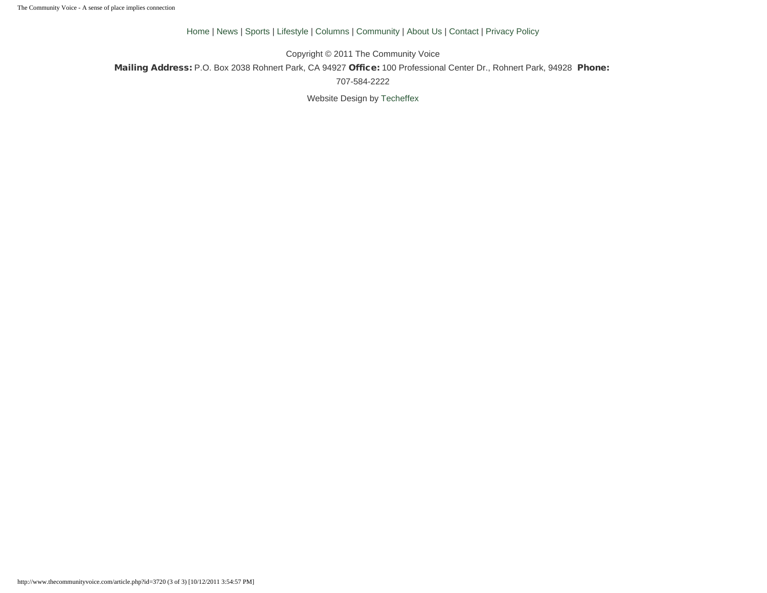Home | News | Sports | Lifestyle | Columns | Community | About Us | Contact | Privacy Policy

Copyright © 2011 The Community Voice

**Mailing Address:** P.O. Box 2038 Rohnert Park, CA 94927 **Office:** 100 Professional Center Dr., Rohnert Park, 94928 **Phone:** 707-584-2222

Website Design by Techeffex